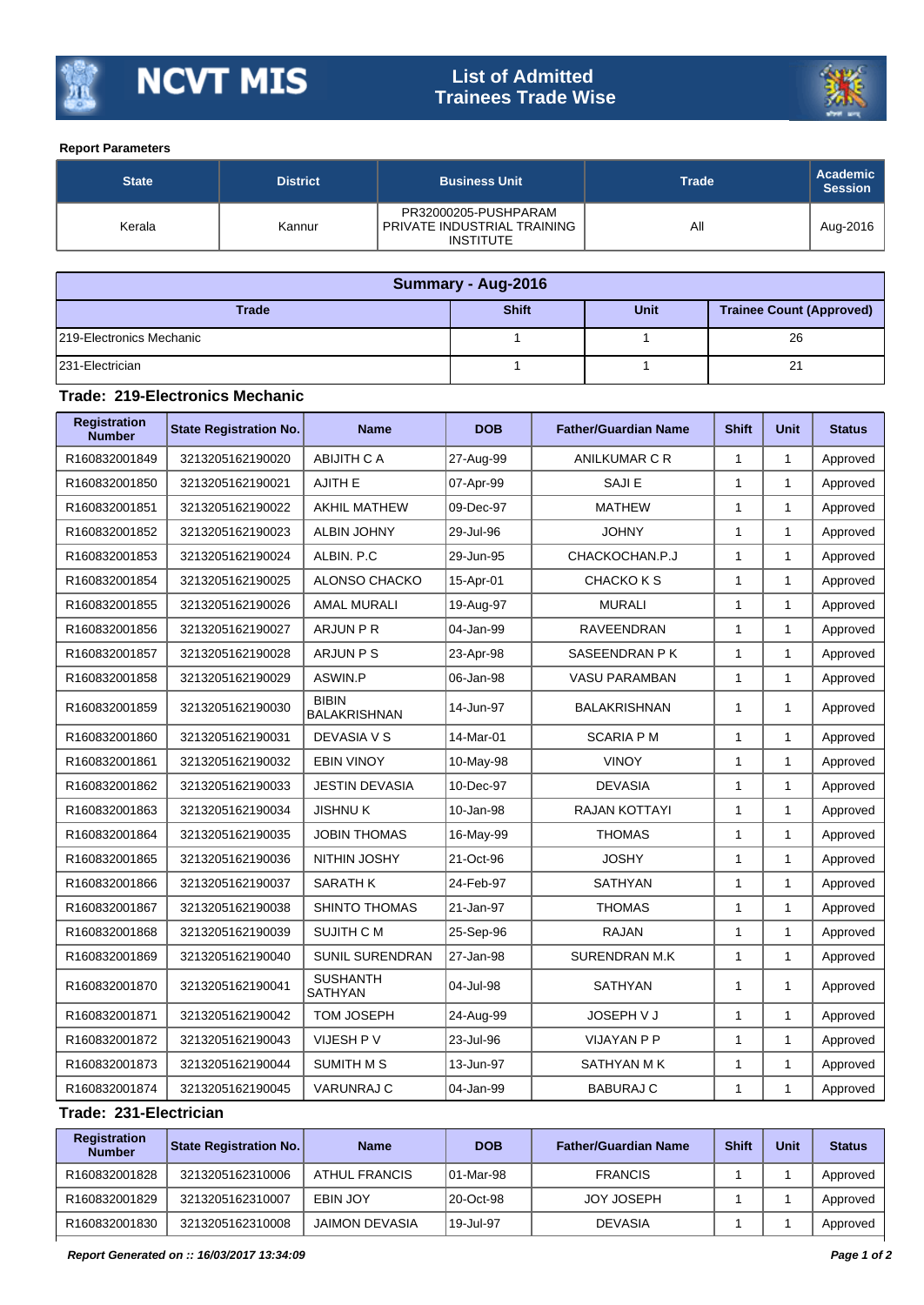# NCVT MIS

## List of Admitted Trainees Trade Wise

**Report Parameters**

| State | District | Business Unit | Trade | Academic Session |
|---|---|---|---|---|
| Kerala | Kannur | PR32000205-PUSHPARAM PRIVATE INDUSTRIAL TRAINING INSTITUTE | All | Aug-2016 |

| Summary - Aug-2016 | | | |
|---|---|---|---|
| **Trade** | **Shift** | **Unit** | **Trainee Count (Approved)** |
| 219-Electronics Mechanic | 1 | 1 | 26 |
| 231-Electrician | 1 | 1 | 21 |

### Trade: 219-Electronics Mechanic

| Registration Number | State Registration No. | Name | DOB | Father/Guardian Name | Shift | Unit | Status |
|---|---|---|---|---|---|---|---|
| R160832001849 | 3213205162190020 | ABIJITH C A | 27-Aug-99 | ANILKUMAR C R | 1 | 1 | Approved |
| R160832001850 | 3213205162190021 | AJITH E | 07-Apr-99 | SAJI E | 1 | 1 | Approved |
| R160832001851 | 3213205162190022 | AKHIL MATHEW | 09-Dec-97 | MATHEW | 1 | 1 | Approved |
| R160832001852 | 3213205162190023 | ALBIN JOHNY | 29-Jul-96 | JOHNY | 1 | 1 | Approved |
| R160832001853 | 3213205162190024 | ALBIN. P.C | 29-Jun-95 | CHACKOCHAN.P.J | 1 | 1 | Approved |
| R160832001854 | 3213205162190025 | ALONSO CHACKO | 15-Apr-01 | CHACKO K S | 1 | 1 | Approved |
| R160832001855 | 3213205162190026 | AMAL MURALI | 19-Aug-97 | MURALI | 1 | 1 | Approved |
| R160832001856 | 3213205162190027 | ARJUN P R | 04-Jan-99 | RAVEENDRAN | 1 | 1 | Approved |
| R160832001857 | 3213205162190028 | ARJUN P S | 23-Apr-98 | SASEENDRAN P K | 1 | 1 | Approved |
| R160832001858 | 3213205162190029 | ASWIN.P | 06-Jan-98 | VASU PARAMBAN | 1 | 1 | Approved |
| R160832001859 | 3213205162190030 | BIBIN BALAKRISHNAN | 14-Jun-97 | BALAKRISHNAN | 1 | 1 | Approved |
| R160832001860 | 3213205162190031 | DEVASIA V S | 14-Mar-01 | SCARIA P M | 1 | 1 | Approved |
| R160832001861 | 3213205162190032 | EBIN VINOY | 10-May-98 | VINOY | 1 | 1 | Approved |
| R160832001862 | 3213205162190033 | JESTIN DEVASIA | 10-Dec-97 | DEVASIA | 1 | 1 | Approved |
| R160832001863 | 3213205162190034 | JISHNU K | 10-Jan-98 | RAJAN KOTTAYI | 1 | 1 | Approved |
| R160832001864 | 3213205162190035 | JOBIN THOMAS | 16-May-99 | THOMAS | 1 | 1 | Approved |
| R160832001865 | 3213205162190036 | NITHIN JOSHY | 21-Oct-96 | JOSHY | 1 | 1 | Approved |
| R160832001866 | 3213205162190037 | SARATH K | 24-Feb-97 | SATHYAN | 1 | 1 | Approved |
| R160832001867 | 3213205162190038 | SHINTO THOMAS | 21-Jan-97 | THOMAS | 1 | 1 | Approved |
| R160832001868 | 3213205162190039 | SUJITH C M | 25-Sep-96 | RAJAN | 1 | 1 | Approved |
| R160832001869 | 3213205162190040 | SUNIL SURENDRAN | 27-Jan-98 | SURENDRAN M.K | 1 | 1 | Approved |
| R160832001870 | 3213205162190041 | SUSHANTH SATHYAN | 04-Jul-98 | SATHYAN | 1 | 1 | Approved |
| R160832001871 | 3213205162190042 | TOM JOSEPH | 24-Aug-99 | JOSEPH V J | 1 | 1 | Approved |
| R160832001872 | 3213205162190043 | VIJESH P V | 23-Jul-96 | VIJAYAN P P | 1 | 1 | Approved |
| R160832001873 | 3213205162190044 | SUMITH M S | 13-Jun-97 | SATHYAN M K | 1 | 1 | Approved |
| R160832001874 | 3213205162190045 | VARUNRAJ C | 04-Jan-99 | BABURAJ C | 1 | 1 | Approved |

### Trade: 231-Electrician

| Registration Number | State Registration No. | Name | DOB | Father/Guardian Name | Shift | Unit | Status |
|---|---|---|---|---|---|---|---|
| R160832001828 | 3213205162310006 | ATHUL FRANCIS | 01-Mar-98 | FRANCIS | 1 | 1 | Approved |
| R160832001829 | 3213205162310007 | EBIN JOY | 20-Oct-98 | JOY JOSEPH | 1 | 1 | Approved |
| R160832001830 | 3213205162310008 | JAIMON DEVASIA | 19-Jul-97 | DEVASIA | 1 | 1 | Approved |

*Report Generated on :: 16/03/2017 13:34:09*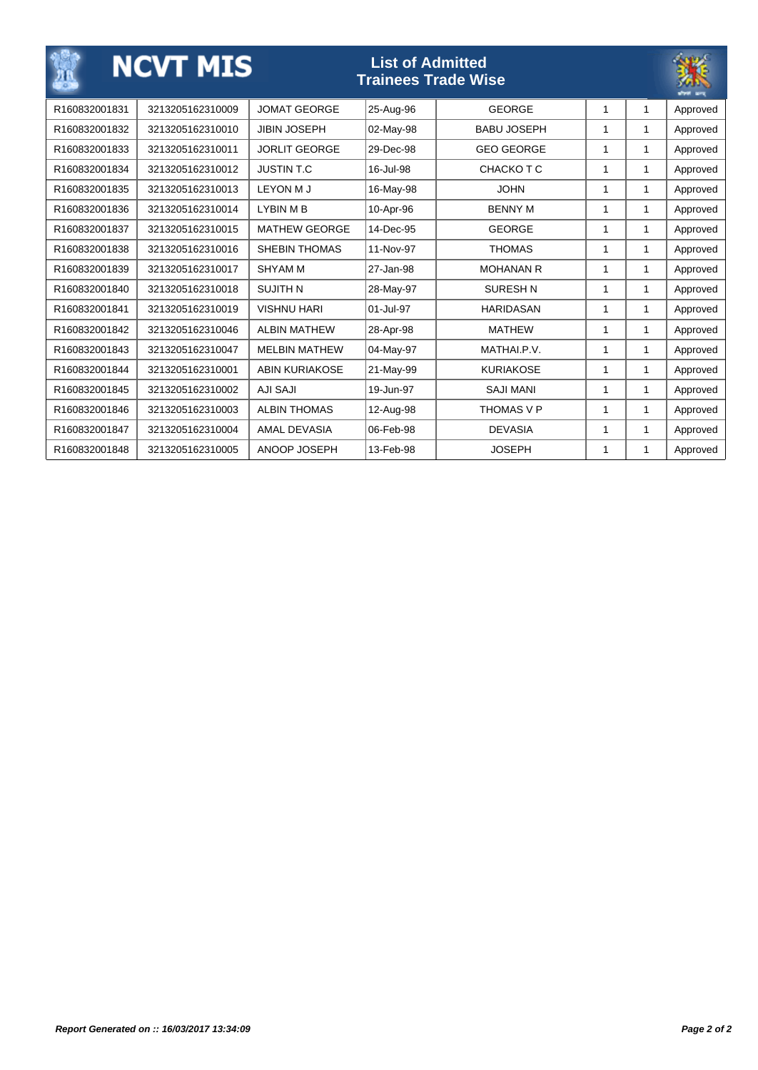# NCVT MIS

## List of Admitted Trainees Trade Wise

| | | | | | | | |
|---|---|---|---|---|---|---|---|
| R160832001831 | 3213205162310009 | JOMAT GEORGE | 25-Aug-96 | GEORGE | 1 | 1 | Approved |
| R160832001832 | 3213205162310010 | JIBIN JOSEPH | 02-May-98 | BABU JOSEPH | 1 | 1 | Approved |
| R160832001833 | 3213205162310011 | JORLIT GEORGE | 29-Dec-98 | GEO GEORGE | 1 | 1 | Approved |
| R160832001834 | 3213205162310012 | JUSTIN T.C | 16-Jul-98 | CHACKO T C | 1 | 1 | Approved |
| R160832001835 | 3213205162310013 | LEYON M J | 16-May-98 | JOHN | 1 | 1 | Approved |
| R160832001836 | 3213205162310014 | LYBIN M B | 10-Apr-96 | BENNY M | 1 | 1 | Approved |
| R160832001837 | 3213205162310015 | MATHEW GEORGE | 14-Dec-95 | GEORGE | 1 | 1 | Approved |
| R160832001838 | 3213205162310016 | SHEBIN THOMAS | 11-Nov-97 | THOMAS | 1 | 1 | Approved |
| R160832001839 | 3213205162310017 | SHYAM M | 27-Jan-98 | MOHANAN R | 1 | 1 | Approved |
| R160832001840 | 3213205162310018 | SUJITH N | 28-May-97 | SURESH N | 1 | 1 | Approved |
| R160832001841 | 3213205162310019 | VISHNU HARI | 01-Jul-97 | HARIDASAN | 1 | 1 | Approved |
| R160832001842 | 3213205162310046 | ALBIN MATHEW | 28-Apr-98 | MATHEW | 1 | 1 | Approved |
| R160832001843 | 3213205162310047 | MELBIN MATHEW | 04-May-97 | MATHAI.P.V. | 1 | 1 | Approved |
| R160832001844 | 3213205162310001 | ABIN KURIAKOSE | 21-May-99 | KURIAKOSE | 1 | 1 | Approved |
| R160832001845 | 3213205162310002 | AJI SAJI | 19-Jun-97 | SAJI MANI | 1 | 1 | Approved |
| R160832001846 | 3213205162310003 | ALBIN THOMAS | 12-Aug-98 | THOMAS V P | 1 | 1 | Approved |
| R160832001847 | 3213205162310004 | AMAL DEVASIA | 06-Feb-98 | DEVASIA | 1 | 1 | Approved |
| R160832001848 | 3213205162310005 | ANOOP JOSEPH | 13-Feb-98 | JOSEPH | 1 | 1 | Approved |

***Report Generated on :: 16/03/2017 13:34:09***